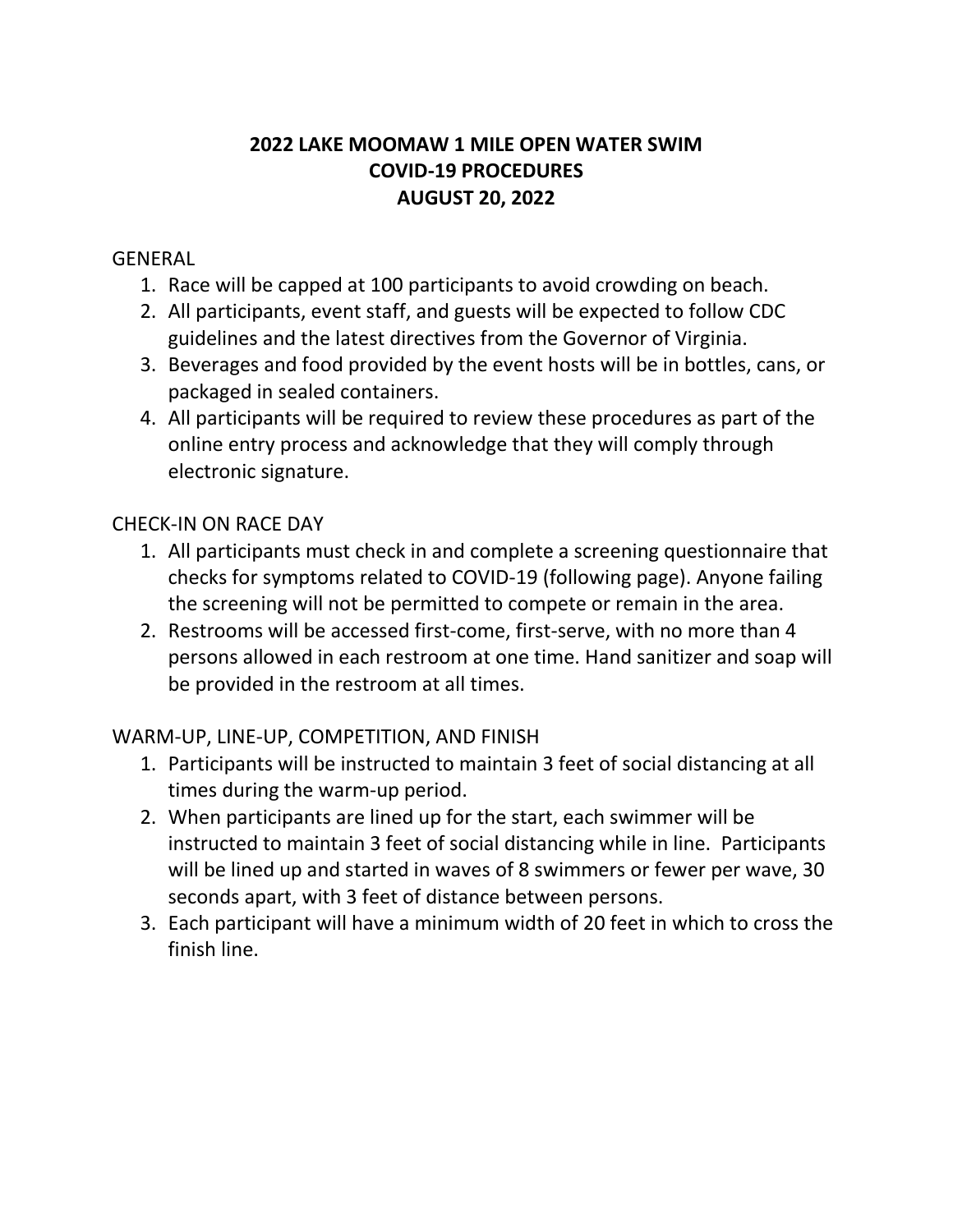# 2022 LAKE MOOMAW 1 MILE OPEN WATER SWIM
# COVID-19 PROCEDURES
# AUGUST 20, 2022

GENERAL

1. Race will be capped at 100 participants to avoid crowding on beach.
2. All participants, event staff, and guests will be expected to follow CDC guidelines and the latest directives from the Governor of Virginia.
3. Beverages and food provided by the event hosts will be in bottles, cans, or packaged in sealed containers.
4. All participants will be required to review these procedures as part of the online entry process and acknowledge that they will comply through electronic signature.

CHECK-IN ON RACE DAY

1. All participants must check in and complete a screening questionnaire that checks for symptoms related to COVID-19 (following page). Anyone failing the screening will not be permitted to compete or remain in the area.
2. Restrooms will be accessed first-come, first-serve, with no more than 4 persons allowed in each restroom at one time. Hand sanitizer and soap will be provided in the restroom at all times.

WARM-UP, LINE-UP, COMPETITION, AND FINISH

1. Participants will be instructed to maintain 3 feet of social distancing at all times during the warm-up period.
2. When participants are lined up for the start, each swimmer will be instructed to maintain 3 feet of social distancing while in line. Participants will be lined up and started in waves of 8 swimmers or fewer per wave, 30 seconds apart, with 3 feet of distance between persons.
3. Each participant will have a minimum width of 20 feet in which to cross the finish line.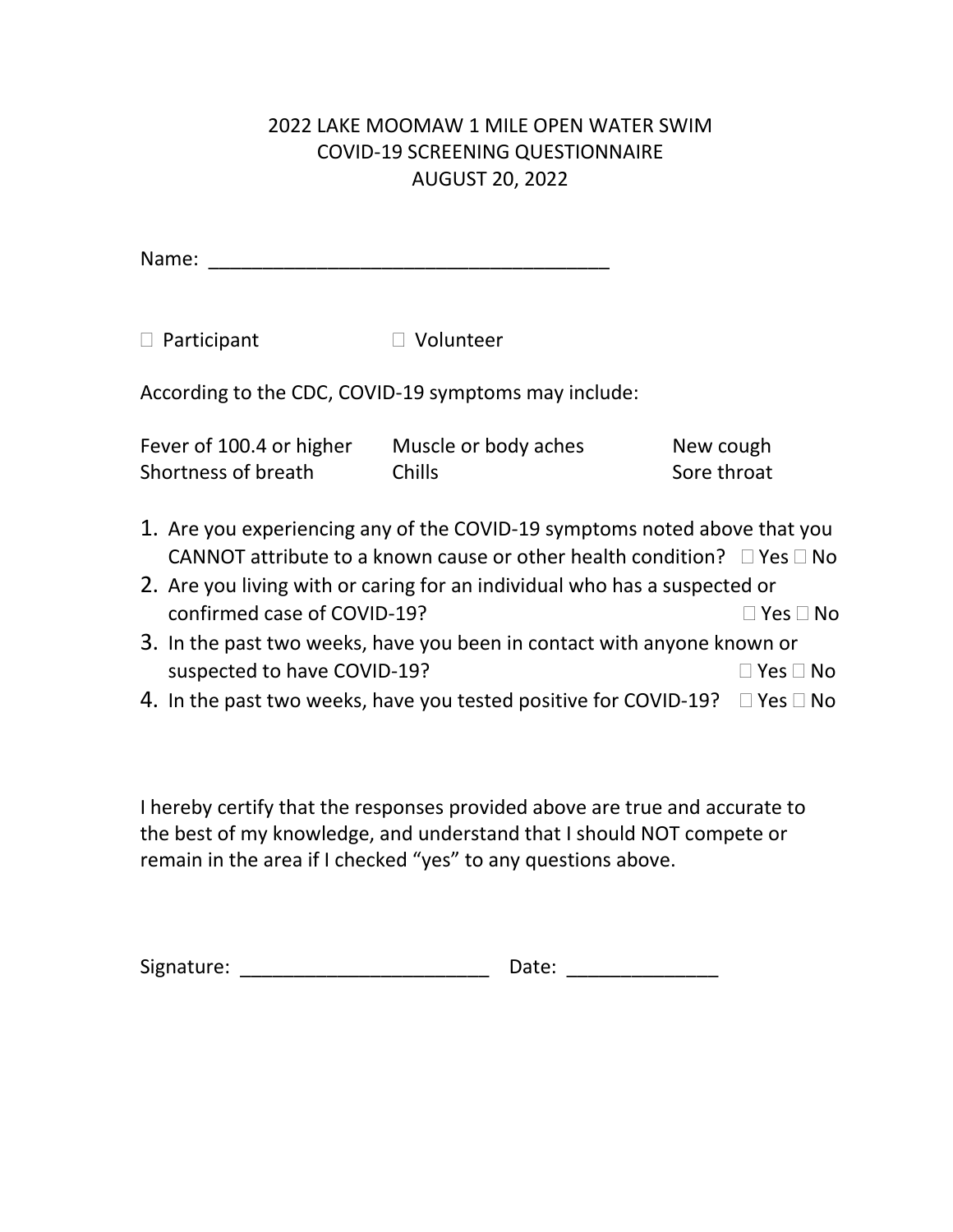# 2022 LAKE MOOMAW 1 MILE OPEN WATER SWIM
## COVID-19 SCREENING QUESTIONNAIRE
## AUGUST 20, 2022

Name: ______________________________________

☐ Participant ☐ Volunteer

According to the CDC, COVID-19 symptoms may include:

| | | |
|---|---|---|
| Fever of 100.4 or higher | Muscle or body aches | New cough |
| Shortness of breath | Chills | Sore throat |

1. Are you experiencing any of the COVID-19 symptoms noted above that you CANNOT attribute to a known cause or other health condition? ☐ Yes ☐ No
2. Are you living with or caring for an individual who has a suspected or confirmed case of COVID-19? ☐ Yes ☐ No
3. In the past two weeks, have you been in contact with anyone known or suspected to have COVID-19? ☐ Yes ☐ No
4. In the past two weeks, have you tested positive for COVID-19? ☐ Yes ☐ No

I hereby certify that the responses provided above are true and accurate to the best of my knowledge, and understand that I should NOT compete or remain in the area if I checked "yes" to any questions above.

Signature: _______________________ Date: ______________